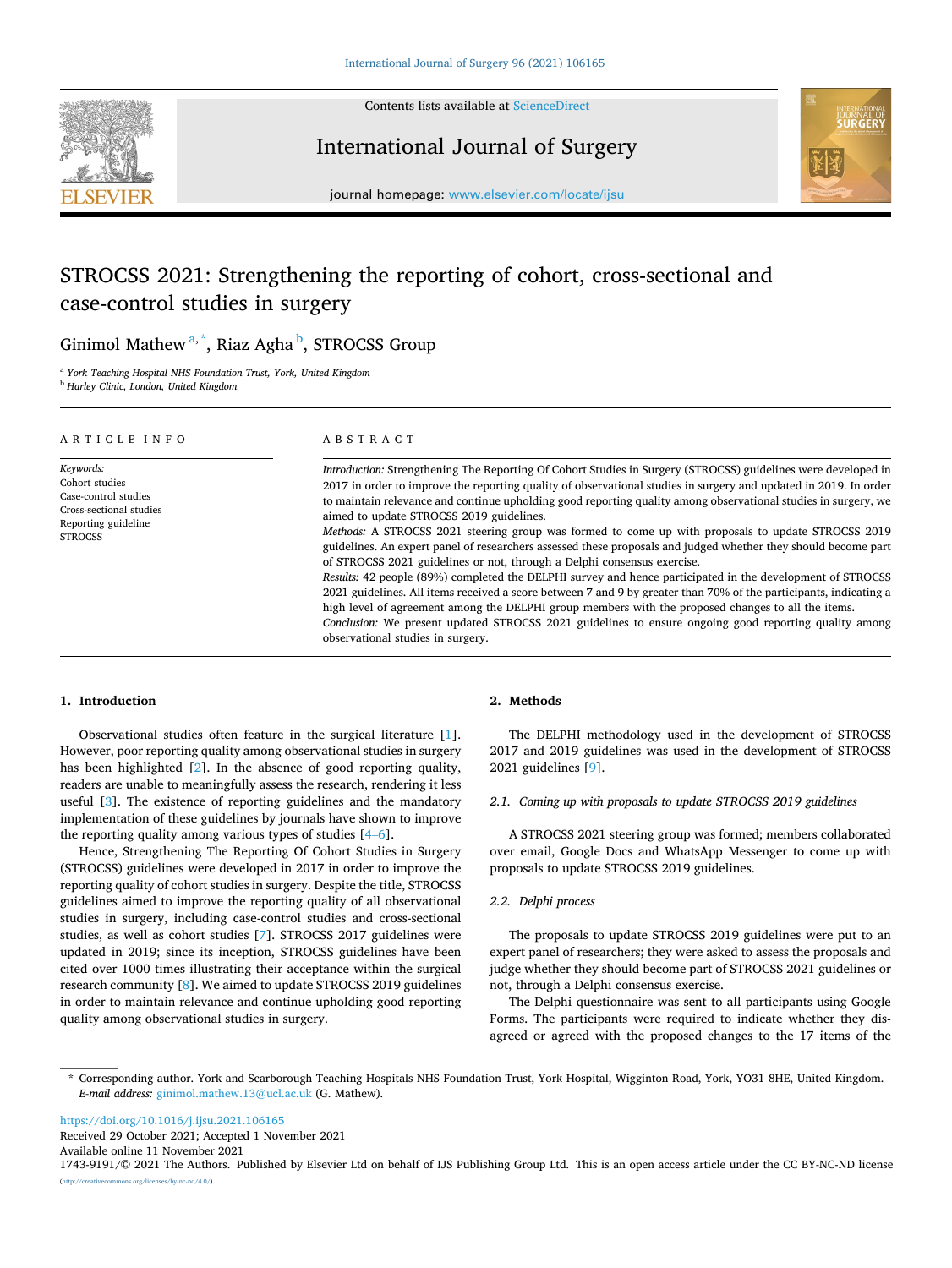# STROCSS 2021: Strengthening the reporting of cohort, cross-sectional and case-control studies in surgery

Ginimol Mathew [a,*], Riaz Agha [b], STROCSS Group

[a] York Teaching Hospital NHS Foundation Trust, York, United Kingdom
[b] Harley Clinic, London, United Kingdom

## ARTICLE INFO

*Keywords:*
Cohort studies
Case-control studies
Cross-sectional studies
Reporting guideline
STROCSS

## ABSTRACT

*Introduction:* Strengthening The Reporting Of Cohort Studies in Surgery (STROCSS) guidelines were developed in 2017 in order to improve the reporting quality of observational studies in surgery and updated in 2019. In order to maintain relevance and continue upholding good reporting quality among observational studies in surgery, we aimed to update STROCSS 2019 guidelines.

*Methods:* A STROCSS 2021 steering group was formed to come up with proposals to update STROCSS 2019 guidelines. An expert panel of researchers assessed these proposals and judged whether they should become part of STROCSS 2021 guidelines or not, through a Delphi consensus exercise.

*Results:* 42 people (89%) completed the DELPHI survey and hence participated in the development of STROCSS 2021 guidelines. All items received a score between 7 and 9 by greater than 70% of the participants, indicating a high level of agreement among the DELPHI group members with the proposed changes to all the items.

*Conclusion:* We present updated STROCSS 2021 guidelines to ensure ongoing good reporting quality among observational studies in surgery.

## 1. Introduction

Observational studies often feature in the surgical literature [1]. However, poor reporting quality among observational studies in surgery has been highlighted [2]. In the absence of good reporting quality, readers are unable to meaningfully assess the research, rendering it less useful [3]. The existence of reporting guidelines and the mandatory implementation of these guidelines by journals have shown to improve the reporting quality among various types of studies [4–6].

Hence, Strengthening The Reporting Of Cohort Studies in Surgery (STROCSS) guidelines were developed in 2017 in order to improve the reporting quality of cohort studies in surgery. Despite the title, STROCSS guidelines aimed to improve the reporting quality of all observational studies in surgery, including case-control studies and cross-sectional studies, as well as cohort studies [7]. STROCSS 2017 guidelines were updated in 2019; since its inception, STROCSS guidelines have been cited over 1000 times illustrating their acceptance within the surgical research community [8]. We aimed to update STROCSS 2019 guidelines in order to maintain relevance and continue upholding good reporting quality among observational studies in surgery.

## 2. Methods

The DELPHI methodology used in the development of STROCSS 2017 and 2019 guidelines was used in the development of STROCSS 2021 guidelines [9].

### 2.1. Coming up with proposals to update STROCSS 2019 guidelines

A STROCSS 2021 steering group was formed; members collaborated over email, Google Docs and WhatsApp Messenger to come up with proposals to update STROCSS 2019 guidelines.

### 2.2. Delphi process

The proposals to update STROCSS 2019 guidelines were put to an expert panel of researchers; they were asked to assess the proposals and judge whether they should become part of STROCSS 2021 guidelines or not, through a Delphi consensus exercise.

The Delphi questionnaire was sent to all participants using Google Forms. The participants were required to indicate whether they disagreed or agreed with the proposed changes to the 17 items of the

\* Corresponding author. York and Scarborough Teaching Hospitals NHS Foundation Trust, York Hospital, Wigginton Road, York, YO31 8HE, United Kingdom.
*E-mail address:* ginimol.mathew.13@ucl.ac.uk (G. Mathew).

https://doi.org/10.1016/j.ijsu.2021.106165
Received 29 October 2021; Accepted 1 November 2021
Available online 11 November 2021
1743-9191/© 2021 The Authors. Published by Elsevier Ltd on behalf of IJS Publishing Group Ltd. This is an open access article under the CC BY-NC-ND license (http://creativecommons.org/licenses/by-nc-nd/4.0/).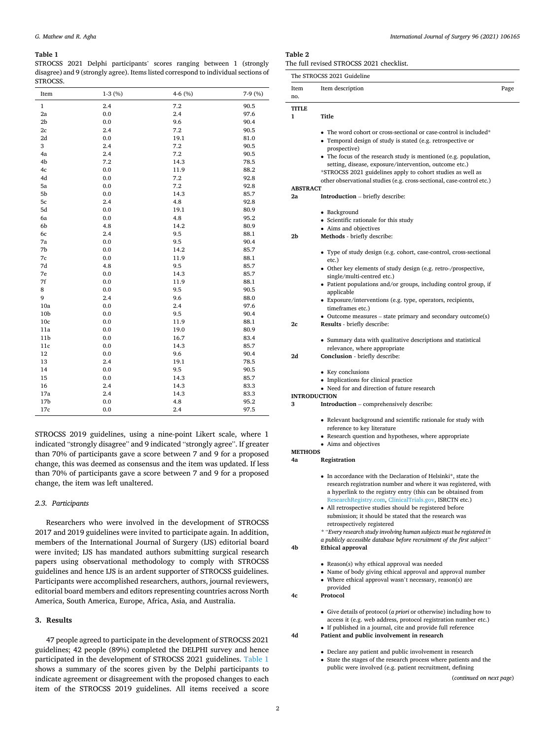**Table 1**
STROCSS 2021 Delphi participants' scores ranging between 1 (strongly disagree) and 9 (strongly agree). Items listed correspond to individual sections of STROCSS.

| Item | 1-3 (%) | 4-6 (%) | 7-9 (%) |
|---|---|---|---|
| 1 | 2.4 | 7.2 | 90.5 |
| 2a | 0.0 | 2.4 | 97.6 |
| 2b | 0.0 | 9.6 | 90.4 |
| 2c | 2.4 | 7.2 | 90.5 |
| 2d | 0.0 | 19.1 | 81.0 |
| 3 | 2.4 | 7.2 | 90.5 |
| 4a | 2.4 | 7.2 | 90.5 |
| 4b | 7.2 | 14.3 | 78.5 |
| 4c | 0.0 | 11.9 | 88.2 |
| 4d | 0.0 | 7.2 | 92.8 |
| 5a | 0.0 | 7.2 | 92.8 |
| 5b | 0.0 | 14.3 | 85.7 |
| 5c | 2.4 | 4.8 | 92.8 |
| 5d | 0.0 | 19.1 | 80.9 |
| 6a | 0.0 | 4.8 | 95.2 |
| 6b | 4.8 | 14.2 | 80.9 |
| 6c | 2.4 | 9.5 | 88.1 |
| 7a | 0.0 | 9.5 | 90.4 |
| 7b | 0.0 | 14.2 | 85.7 |
| 7c | 0.0 | 11.9 | 88.1 |
| 7d | 4.8 | 9.5 | 85.7 |
| 7e | 0.0 | 14.3 | 85.7 |
| 7f | 0.0 | 11.9 | 88.1 |
| 8 | 0.0 | 9.5 | 90.5 |
| 9 | 2.4 | 9.6 | 88.0 |
| 10a | 0.0 | 2.4 | 97.6 |
| 10b | 0.0 | 9.5 | 90.4 |
| 10c | 0.0 | 11.9 | 88.1 |
| 11a | 0.0 | 19.0 | 80.9 |
| 11b | 0.0 | 16.7 | 83.4 |
| 11c | 0.0 | 14.3 | 85.7 |
| 12 | 0.0 | 9.6 | 90.4 |
| 13 | 2.4 | 19.1 | 78.5 |
| 14 | 0.0 | 9.5 | 90.5 |
| 15 | 0.0 | 14.3 | 85.7 |
| 16 | 2.4 | 14.3 | 83.3 |
| 17a | 2.4 | 14.3 | 83.3 |
| 17b | 0.0 | 4.8 | 95.2 |
| 17c | 0.0 | 2.4 | 97.5 |

STROCSS 2019 guidelines, using a nine-point Likert scale, where 1 indicated "strongly disagree" and 9 indicated "strongly agree". If greater than 70% of participants gave a score between 7 and 9 for a proposed change, this was deemed as consensus and the item was updated. If less than 70% of participants gave a score between 7 and 9 for a proposed change, the item was left unaltered.

### 2.3. Participants

Researchers who were involved in the development of STROCSS 2017 and 2019 guidelines were invited to participate again. In addition, members of the International Journal of Surgery (IJS) editorial board were invited; IJS has mandated authors submitting surgical research papers using observational methodology to comply with STROCSS guidelines and hence IJS is an ardent supporter of STROCSS guidelines. Participants were accomplished researchers, authors, journal reviewers, editorial board members and editors representing countries across North America, South America, Europe, Africa, Asia, and Australia.

## 3. Results

47 people agreed to participate in the development of STROCSS 2021 guidelines; 42 people (89%) completed the DELPHI survey and hence participated in the development of STROCSS 2021 guidelines. Table 1 shows a summary of the scores given by the Delphi participants to indicate agreement or disagreement with the proposed changes to each item of the STROCSS 2019 guidelines. All items received a score

**Table 2**
The full revised STROCSS 2021 checklist.

| The STROCSS 2021 Guideline | | |
|---|---|---|
| Item no. | Item description | Page |
| **TITLE** | | |
| **1** | **Title**<br>• The word cohort or cross-sectional or case-control is included*<br>• Temporal design of study is stated (e.g. retrospective or prospective)<br>• The focus of the research study is mentioned (e.g. population, setting, disease, exposure/intervention, outcome etc.)<br>*STROCSS 2021 guidelines apply to cohort studies as well as other observational studies (e.g. cross-sectional, case-control etc.) | |
| **ABSTRACT** | | |
| **2a** | **Introduction** – briefly describe:<br>• Background<br>• Scientific rationale for this study<br>• Aims and objectives | |
| **2b** | **Methods** - briefly describe:<br>• Type of study design (e.g. cohort, case-control, cross-sectional etc.)<br>• Other key elements of study design (e.g. retro-/prospective, single/multi-centred etc.)<br>• Patient populations and/or groups, including control group, if applicable<br>• Exposure/interventions (e.g. type, operators, recipients, timeframes etc.)<br>• Outcome measures – state primary and secondary outcome(s) | |
| **2c** | **Results** - briefly describe:<br>• Summary data with qualitative descriptions and statistical relevance, where appropriate | |
| **2d** | **Conclusion** - briefly describe:<br>• Key conclusions<br>• Implications for clinical practice<br>• Need for and direction of future research | |
| **INTRODUCTION** | | |
| **3** | **Introduction** – comprehensively describe:<br>• Relevant background and scientific rationale for study with reference to key literature<br>• Research question and hypotheses, where appropriate<br>• Aims and objectives | |
| **METHODS** | | |
| **4a** | **Registration**<br>• In accordance with the Declaration of Helsinki*, state the research registration number and where it was registered, with a hyperlink to the registry entry (this can be obtained from ResearchRegistry.com, ClinicalTrials.gov, ISRCTN etc.)<br>• All retrospective studies should be registered before submission; it should be stated that the research was retrospectively registered<br>* *"Every research study involving human subjects must be registered in a publicly accessible database before recruitment of the first subject"* | |
| **4b** | **Ethical approval**<br>• Reason(s) why ethical approval was needed<br>• Name of body giving ethical approval and approval number<br>• Where ethical approval wasn't necessary, reason(s) are provided | |
| **4c** | **Protocol**<br>• Give details of protocol (*a priori* or otherwise) including how to access it (e.g. web address, protocol registration number etc.)<br>• If published in a journal, cite and provide full reference | |
| **4d** | **Patient and public involvement in research**<br>• Declare any patient and public involvement in research<br>• State the stages of the research process where patients and the public were involved (e.g. patient recruitment, defining | |

(*continued on next page*)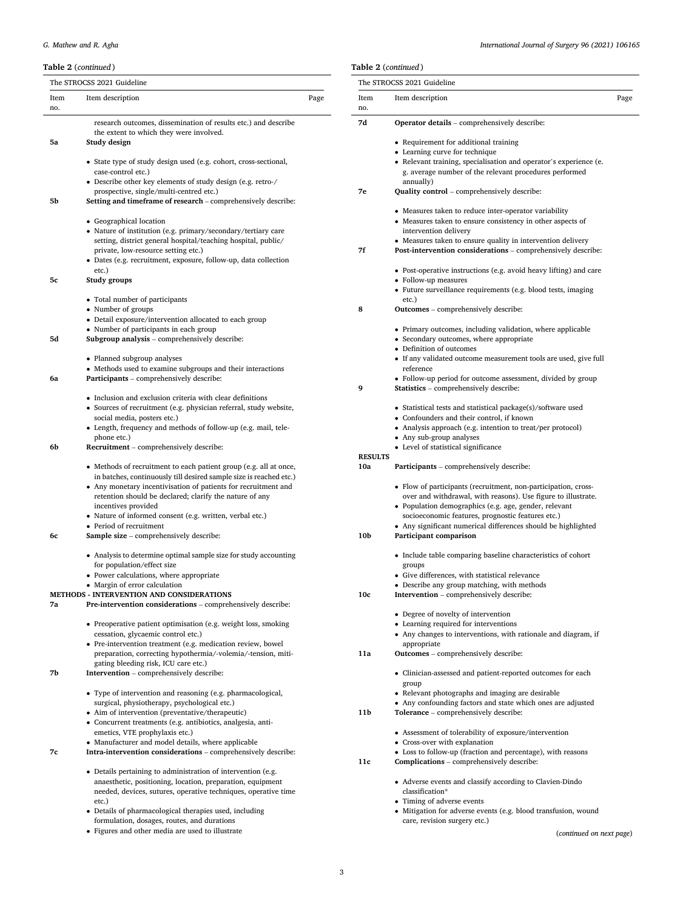**Table 2** (*continued*)

| The STROCSS 2021 Guideline | | |
|---|---|---|
| Item no. | Item description | Page |
| | research outcomes, dissemination of results etc.) and describe the extent to which they were involved. | |
| **5a** | **Study design**<br>• State type of study design used (e.g. cohort, cross-sectional, case-control etc.)<br>• Describe other key elements of study design (e.g. retro-/prospective, single/multi-centred etc.) | |
| **5b** | **Setting and timeframe of research** – comprehensively describe:<br>• Geographical location<br>• Nature of institution (e.g. primary/secondary/tertiary care setting, district general hospital/teaching hospital, public/private, low-resource setting etc.)<br>• Dates (e.g. recruitment, exposure, follow-up, data collection etc.) | |
| **5c** | **Study groups**<br>• Total number of participants<br>• Number of groups<br>• Detail exposure/intervention allocated to each group<br>• Number of participants in each group | |
| **5d** | **Subgroup analysis** – comprehensively describe:<br>• Planned subgroup analyses<br>• Methods used to examine subgroups and their interactions | |
| **6a** | **Participants** – comprehensively describe:<br>• Inclusion and exclusion criteria with clear definitions<br>• Sources of recruitment (e.g. physician referral, study website, social media, posters etc.)<br>• Length, frequency and methods of follow-up (e.g. mail, telephone etc.) | |
| **6b** | **Recruitment** – comprehensively describe:<br>• Methods of recruitment to each patient group (e.g. all at once, in batches, continuously till desired sample size is reached etc.)<br>• Any monetary incentivisation of patients for recruitment and retention should be declared; clarify the nature of any incentives provided<br>• Nature of informed consent (e.g. written, verbal etc.)<br>• Period of recruitment | |
| **6c** | **Sample size** – comprehensively describe:<br>• Analysis to determine optimal sample size for study accounting for population/effect size<br>• Power calculations, where appropriate<br>• Margin of error calculation | |
| **METHODS - INTERVENTION AND CONSIDERATIONS** | | |
| **7a** | **Pre-intervention considerations** – comprehensively describe:<br>• Preoperative patient optimisation (e.g. weight loss, smoking cessation, glycaemic control etc.)<br>• Pre-intervention treatment (e.g. medication review, bowel preparation, correcting hypothermia/-volemia/-tension, mitigating bleeding risk, ICU care etc.) | |
| **7b** | **Intervention** – comprehensively describe:<br>• Type of intervention and reasoning (e.g. pharmacological, surgical, physiotherapy, psychological etc.)<br>• Aim of intervention (preventative/therapeutic)<br>• Concurrent treatments (e.g. antibiotics, analgesia, anti-emetics, VTE prophylaxis etc.)<br>• Manufacturer and model details, where applicable | |
| **7c** | **Intra-intervention considerations** – comprehensively describe:<br>• Details pertaining to administration of intervention (e.g. anaesthetic, positioning, location, preparation, equipment needed, devices, sutures, operative techniques, operative time etc.)<br>• Details of pharmacological therapies used, including formulation, dosages, routes, and durations<br>• Figures and other media are used to illustrate | |
| **7d** | **Operator details** – comprehensively describe:<br>• Requirement for additional training<br>• Learning curve for technique<br>• Relevant training, specialisation and operator's experience (e.g. average number of the relevant procedures performed annually) | |
| **7e** | **Quality control** – comprehensively describe:<br>• Measures taken to reduce inter-operator variability<br>• Measures taken to ensure consistency in other aspects of intervention delivery<br>• Measures taken to ensure quality in intervention delivery | |
| **7f** | **Post-intervention considerations** – comprehensively describe:<br>• Post-operative instructions (e.g. avoid heavy lifting) and care<br>• Follow-up measures<br>• Future surveillance requirements (e.g. blood tests, imaging etc.) | |
| **8** | **Outcomes** – comprehensively describe:<br>• Primary outcomes, including validation, where applicable<br>• Secondary outcomes, where appropriate<br>• Definition of outcomes<br>• If any validated outcome measurement tools are used, give full reference<br>• Follow-up period for outcome assessment, divided by group | |
| **9** | **Statistics** – comprehensively describe:<br>• Statistical tests and statistical package(s)/software used<br>• Confounders and their control, if known<br>• Analysis approach (e.g. intention to treat/per protocol)<br>• Any sub-group analyses<br>• Level of statistical significance | |
| **RESULTS** | | |
| **10a** | **Participants** – comprehensively describe:<br>• Flow of participants (recruitment, non-participation, cross-over and withdrawal, with reasons). Use figure to illustrate.<br>• Population demographics (e.g. age, gender, relevant socioeconomic features, prognostic features etc.)<br>• Any significant numerical differences should be highlighted | |
| **10b** | **Participant comparison**<br>• Include table comparing baseline characteristics of cohort groups<br>• Give differences, with statistical relevance<br>• Describe any group matching, with methods | |
| **10c** | **Intervention** – comprehensively describe:<br>• Degree of novelty of intervention<br>• Learning required for interventions<br>• Any changes to interventions, with rationale and diagram, if appropriate | |
| **11a** | **Outcomes** – comprehensively describe:<br>• Clinician-assessed and patient-reported outcomes for each group<br>• Relevant photographs and imaging are desirable<br>• Any confounding factors and state which ones are adjusted | |
| **11b** | **Tolerance** – comprehensively describe:<br>• Assessment of tolerability of exposure/intervention<br>• Cross-over with explanation<br>• Loss to follow-up (fraction and percentage), with reasons | |
| **11c** | **Complications** – comprehensively describe:<br>• Adverse events and classify according to Clavien-Dindo classification*<br>• Timing of adverse events<br>• Mitigation for adverse events (e.g. blood transfusion, wound care, revision surgery etc.) | |

(*continued on next page*)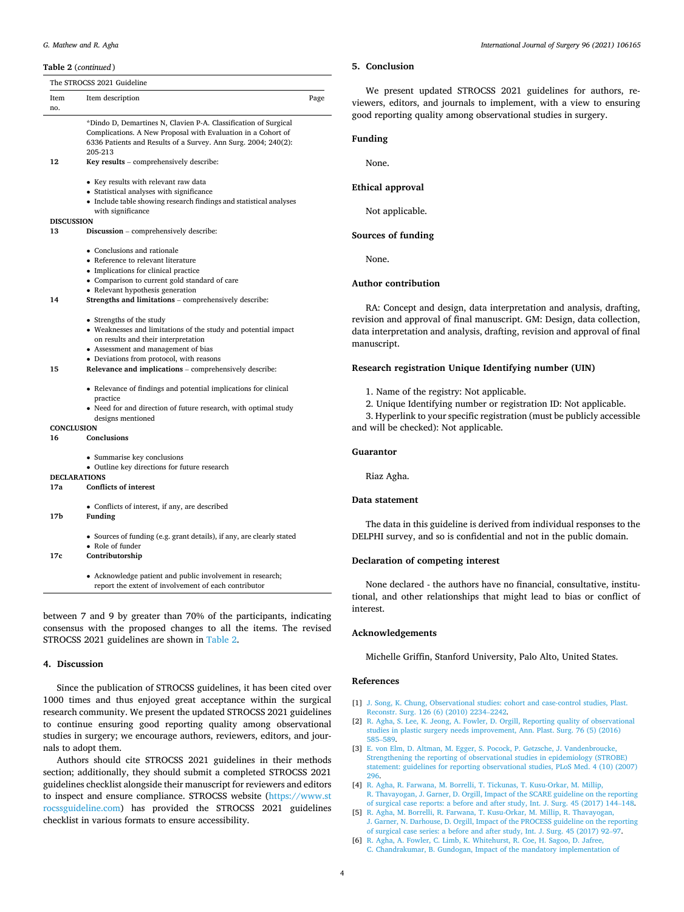**Table 2** (*continued*)

| Item no. | Item description | Page |
|---|---|---|
| | *Dindo D, Demartines N, Clavien P-A. Classification of Surgical Complications. A New Proposal with Evaluation in a Cohort of 6336 Patients and Results of a Survey. Ann Surg. 2004; 240(2): 205-213 | |
| **12** | **Key results** – comprehensively describe:<br>• Key results with relevant raw data<br>• Statistical analyses with significance<br>• Include table showing research findings and statistical analyses with significance | |
| **DISCUSSION** | | |
| **13** | **Discussion** – comprehensively describe:<br>• Conclusions and rationale<br>• Reference to relevant literature<br>• Implications for clinical practice<br>• Comparison to current gold standard of care<br>• Relevant hypothesis generation | |
| **14** | **Strengths and limitations** – comprehensively describe:<br>• Strengths of the study<br>• Weaknesses and limitations of the study and potential impact on results and their interpretation<br>• Assessment and management of bias<br>• Deviations from protocol, with reasons | |
| **15** | **Relevance and implications** – comprehensively describe:<br>• Relevance of findings and potential implications for clinical practice<br>• Need for and direction of future research, with optimal study designs mentioned | |
| **CONCLUSION** | | |
| **16** | **Conclusions**<br>• Summarise key conclusions<br>• Outline key directions for future research | |
| **DECLARATIONS** | | |
| **17a** | **Conflicts of interest**<br>• Conflicts of interest, if any, are described | |
| **17b** | **Funding**<br>• Sources of funding (e.g. grant details), if any, are clearly stated<br>• Role of funder | |
| **17c** | **Contributorship**<br>• Acknowledge patient and public involvement in research; report the extent of involvement of each contributor | |

between 7 and 9 by greater than 70% of the participants, indicating consensus with the proposed changes to all the items. The revised STROCSS 2021 guidelines are shown in Table 2.

## 4. Discussion

Since the publication of STROCSS guidelines, it has been cited over 1000 times and thus enjoyed great acceptance within the surgical research community. We present the updated STROCSS 2021 guidelines to continue ensuring good reporting quality among observational studies in surgery; we encourage authors, reviewers, editors, and journals to adopt them.

Authors should cite STROCSS 2021 guidelines in their methods section; additionally, they should submit a completed STROCSS 2021 guidelines checklist alongside their manuscript for reviewers and editors to inspect and ensure compliance. STROCSS website (https://www.strocssguideline.com) has provided the STROCSS 2021 guidelines checklist in various formats to ensure accessibility.

## 5. Conclusion

We present updated STROCSS 2021 guidelines for authors, reviewers, editors, and journals to implement, with a view to ensuring good reporting quality among observational studies in surgery.

## Funding

None.

## Ethical approval

Not applicable.

## Sources of funding

None.

## Author contribution

RA: Concept and design, data interpretation and analysis, drafting, revision and approval of final manuscript. GM: Design, data collection, data interpretation and analysis, drafting, revision and approval of final manuscript.

## Research registration Unique Identifying number (UIN)

1. Name of the registry: Not applicable.
2. Unique Identifying number or registration ID: Not applicable.
3. Hyperlink to your specific registration (must be publicly accessible and will be checked): Not applicable.

## Guarantor

Riaz Agha.

## Data statement

The data in this guideline is derived from individual responses to the DELPHI survey, and so is confidential and not in the public domain.

## Declaration of competing interest

None declared - the authors have no financial, consultative, institutional, and other relationships that might lead to bias or conflict of interest.

## Acknowledgements

Michelle Griffin, Stanford University, Palo Alto, United States.

## References

[1] J. Song, K. Chung, Observational studies: cohort and case-control studies, Plast. Reconstr. Surg. 126 (6) (2010) 2234–2242.

[2] R. Agha, S. Lee, K. Jeong, A. Fowler, D. Orgill, Reporting quality of observational studies in plastic surgery needs improvement, Ann. Plast. Surg. 76 (5) (2016) 585–589.

[3] E. von Elm, D. Altman, M. Egger, S. Pocock, P. Gøtzsche, J. Vandenbroucke, Strengthening the reporting of observational studies in epidemiology (STROBE) statement: guidelines for reporting observational studies, PLoS Med. 4 (10) (2007) 296.

[4] R. Agha, R. Farwana, M. Borrelli, T. Tickunas, T. Kusu-Orkar, M. Millip, R. Thavayogan, J. Garner, D. Orgill, Impact of the SCARE guideline on the reporting of surgical case reports: a before and after study, Int. J. Surg. 45 (2017) 144–148.

[5] R. Agha, M. Borrelli, R. Farwana, T. Kusu-Orkar, M. Millip, R. Thavayogan, J. Garner, N. Darhouse, D. Orgill, Impact of the PROCESS guideline on the reporting of surgical case series: a before and after study, Int. J. Surg. 45 (2017) 92–97.

[6] R. Agha, A. Fowler, C. Limb, K. Whitehurst, R. Coe, H. Sagoo, D. Jafree, C. Chandrakumar, B. Gundogan, Impact of the mandatory implementation of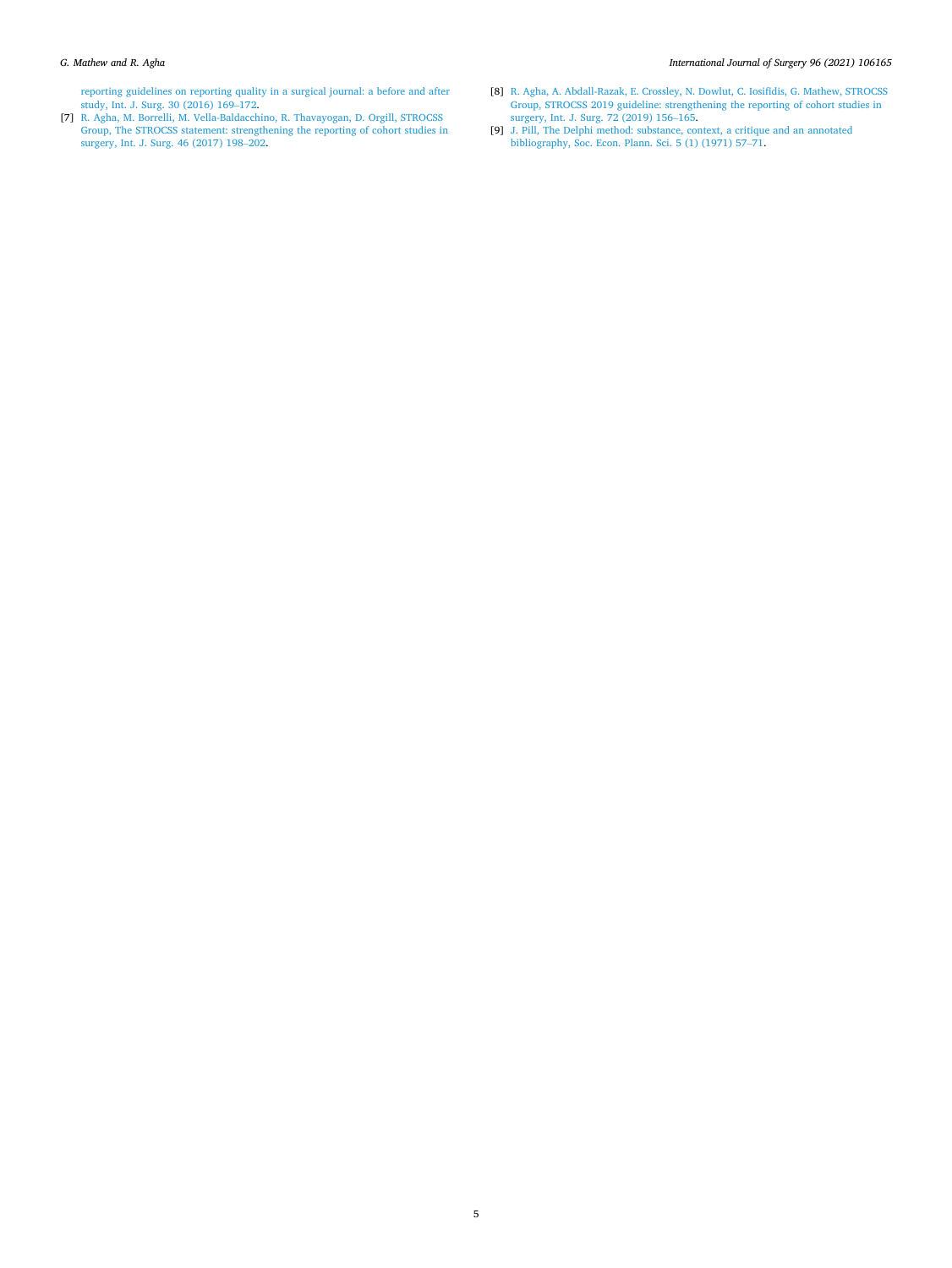reporting guidelines on reporting quality in a surgical journal: a before and after study, Int. J. Surg. 30 (2016) 169–172.

[7] R. Agha, M. Borrelli, M. Vella-Baldacchino, R. Thavayogan, D. Orgill, STROCSS Group, The STROCSS statement: strengthening the reporting of cohort studies in surgery, Int. J. Surg. 46 (2017) 198–202.

[8] R. Agha, A. Abdall-Razak, E. Crossley, N. Dowlut, C. Iosifidis, G. Mathew, STROCSS Group, STROCSS 2019 guideline: strengthening the reporting of cohort studies in surgery, Int. J. Surg. 72 (2019) 156–165.

[9] J. Pill, The Delphi method: substance, context, a critique and an annotated bibliography, Soc. Econ. Plann. Sci. 5 (1) (1971) 57–71.